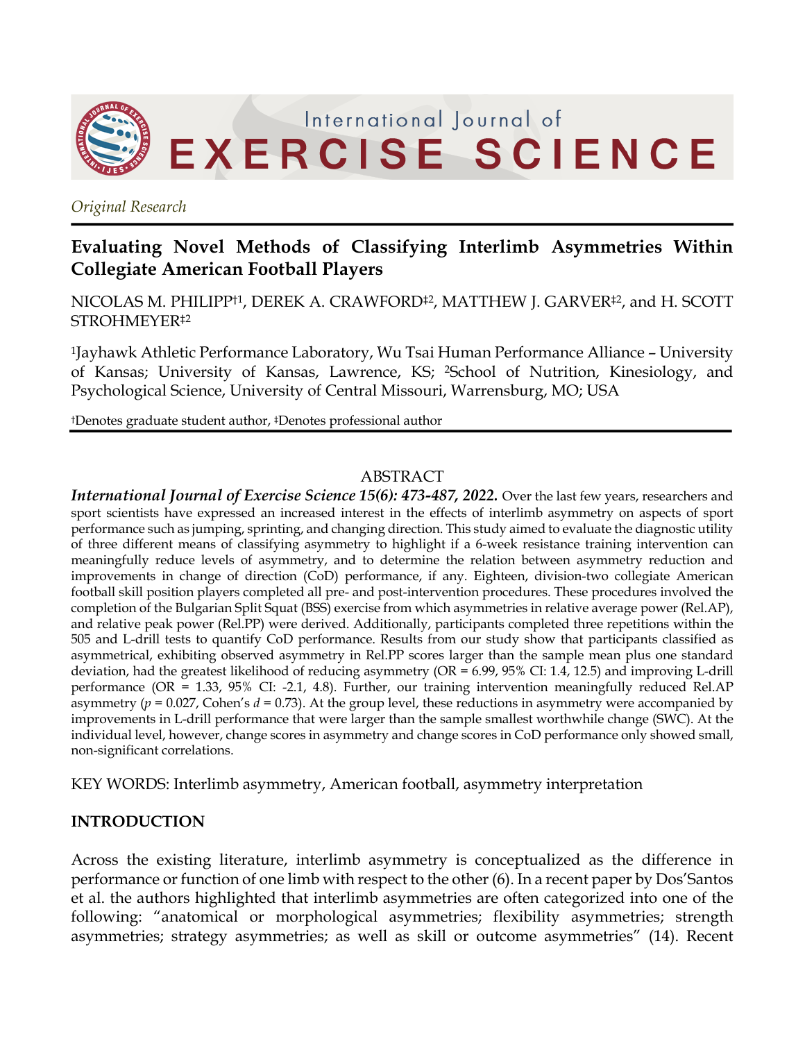International Journal of **EXERCISE SCIENCE**

*Original Research*

# Evaluating Novel Methods of Classifying Interlimb Asymmetries Within Collegiate American Football Players

NICOLAS M. PHILIPP†[1], DEREK A. CRAWFORD‡[2], MATTHEW J. GARVER‡[2], and H. SCOTT STROHMEYER‡[2]

[1]Jayhawk Athletic Performance Laboratory, Wu Tsai Human Performance Alliance – University of Kansas; University of Kansas, Lawrence, KS; [2]School of Nutrition, Kinesiology, and Psychological Science, University of Central Missouri, Warrensburg, MO; USA

†Denotes graduate student author, ‡Denotes professional author

## ABSTRACT

***International Journal of Exercise Science 15(6): 473-487, 2022.*** Over the last few years, researchers and sport scientists have expressed an increased interest in the effects of interlimb asymmetry on aspects of sport performance such as jumping, sprinting, and changing direction. This study aimed to evaluate the diagnostic utility of three different means of classifying asymmetry to highlight if a 6-week resistance training intervention can meaningfully reduce levels of asymmetry, and to determine the relation between asymmetry reduction and improvements in change of direction (CoD) performance, if any. Eighteen, division-two collegiate American football skill position players completed all pre- and post-intervention procedures. These procedures involved the completion of the Bulgarian Split Squat (BSS) exercise from which asymmetries in relative average power (Rel.AP), and relative peak power (Rel.PP) were derived. Additionally, participants completed three repetitions within the 505 and L-drill tests to quantify CoD performance. Results from our study show that participants classified as asymmetrical, exhibiting observed asymmetry in Rel.PP scores larger than the sample mean plus one standard deviation, had the greatest likelihood of reducing asymmetry (OR = 6.99, 95% CI: 1.4, 12.5) and improving L-drill performance (OR = 1.33, 95% CI: -2.1, 4.8). Further, our training intervention meaningfully reduced Rel.AP asymmetry ($p$ = 0.027, Cohen's $d$ = 0.73). At the group level, these reductions in asymmetry were accompanied by improvements in L-drill performance that were larger than the sample smallest worthwhile change (SWC). At the individual level, however, change scores in asymmetry and change scores in CoD performance only showed small, non-significant correlations.

KEY WORDS: Interlimb asymmetry, American football, asymmetry interpretation

## INTRODUCTION

Across the existing literature, interlimb asymmetry is conceptualized as the difference in performance or function of one limb with respect to the other (6). In a recent paper by Dos'Santos et al. the authors highlighted that interlimb asymmetries are often categorized into one of the following: "anatomical or morphological asymmetries; flexibility asymmetries; strength asymmetries; strategy asymmetries; as well as skill or outcome asymmetries" (14). Recent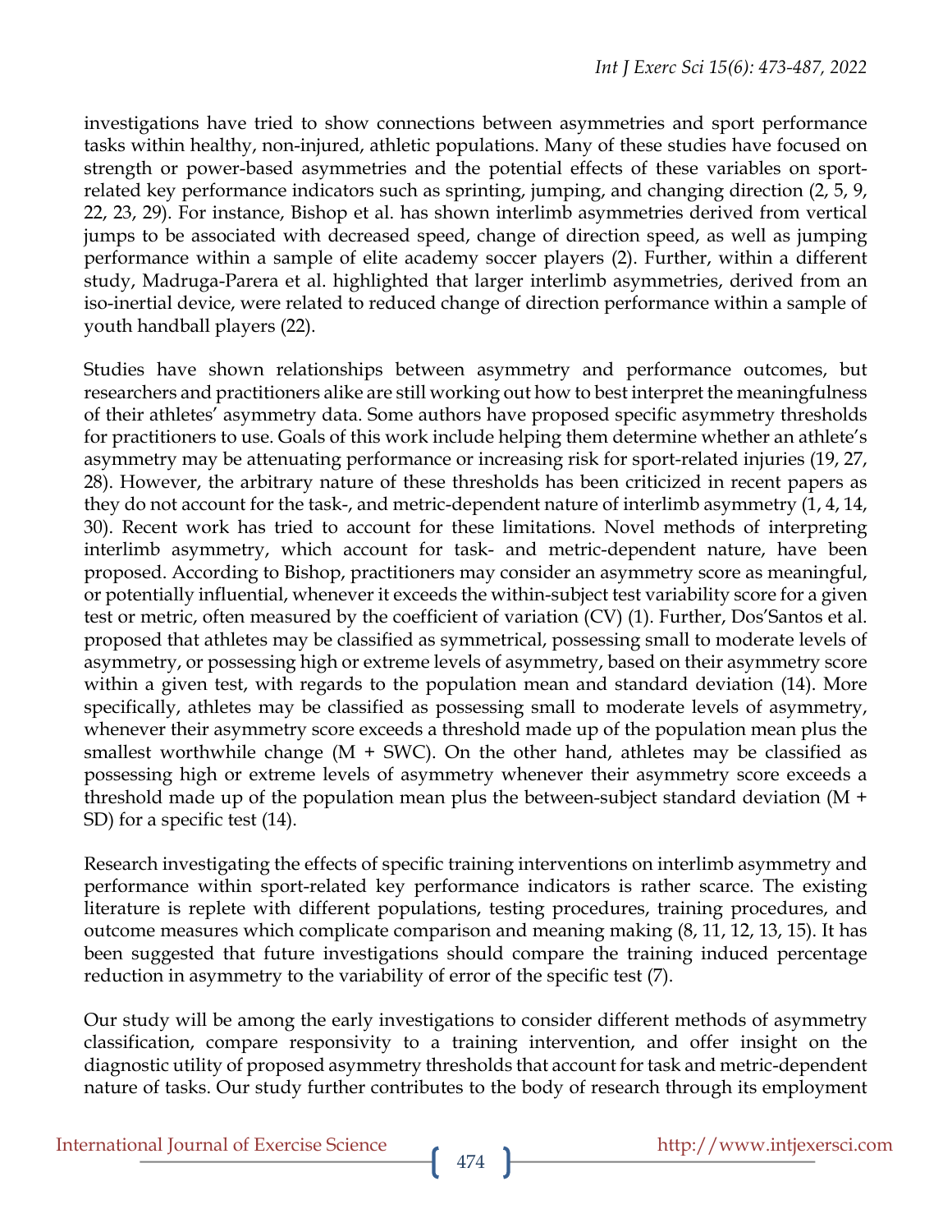investigations have tried to show connections between asymmetries and sport performance tasks within healthy, non-injured, athletic populations. Many of these studies have focused on strength or power-based asymmetries and the potential effects of these variables on sport-related key performance indicators such as sprinting, jumping, and changing direction (2, 5, 9, 22, 23, 29). For instance, Bishop et al. has shown interlimb asymmetries derived from vertical jumps to be associated with decreased speed, change of direction speed, as well as jumping performance within a sample of elite academy soccer players (2). Further, within a different study, Madruga-Parera et al. highlighted that larger interlimb asymmetries, derived from an iso-inertial device, were related to reduced change of direction performance within a sample of youth handball players (22).

Studies have shown relationships between asymmetry and performance outcomes, but researchers and practitioners alike are still working out how to best interpret the meaningfulness of their athletes' asymmetry data. Some authors have proposed specific asymmetry thresholds for practitioners to use. Goals of this work include helping them determine whether an athlete's asymmetry may be attenuating performance or increasing risk for sport-related injuries (19, 27, 28). However, the arbitrary nature of these thresholds has been criticized in recent papers as they do not account for the task-, and metric-dependent nature of interlimb asymmetry (1, 4, 14, 30). Recent work has tried to account for these limitations. Novel methods of interpreting interlimb asymmetry, which account for task- and metric-dependent nature, have been proposed. According to Bishop, practitioners may consider an asymmetry score as meaningful, or potentially influential, whenever it exceeds the within-subject test variability score for a given test or metric, often measured by the coefficient of variation (CV) (1). Further, Dos'Santos et al. proposed that athletes may be classified as symmetrical, possessing small to moderate levels of asymmetry, or possessing high or extreme levels of asymmetry, based on their asymmetry score within a given test, with regards to the population mean and standard deviation (14). More specifically, athletes may be classified as possessing small to moderate levels of asymmetry, whenever their asymmetry score exceeds a threshold made up of the population mean plus the smallest worthwhile change (M + SWC). On the other hand, athletes may be classified as possessing high or extreme levels of asymmetry whenever their asymmetry score exceeds a threshold made up of the population mean plus the between-subject standard deviation (M + SD) for a specific test (14).

Research investigating the effects of specific training interventions on interlimb asymmetry and performance within sport-related key performance indicators is rather scarce. The existing literature is replete with different populations, testing procedures, training procedures, and outcome measures which complicate comparison and meaning making (8, 11, 12, 13, 15). It has been suggested that future investigations should compare the training induced percentage reduction in asymmetry to the variability of error of the specific test (7).

Our study will be among the early investigations to consider different methods of asymmetry classification, compare responsivity to a training intervention, and offer insight on the diagnostic utility of proposed asymmetry thresholds that account for task and metric-dependent nature of tasks. Our study further contributes to the body of research through its employment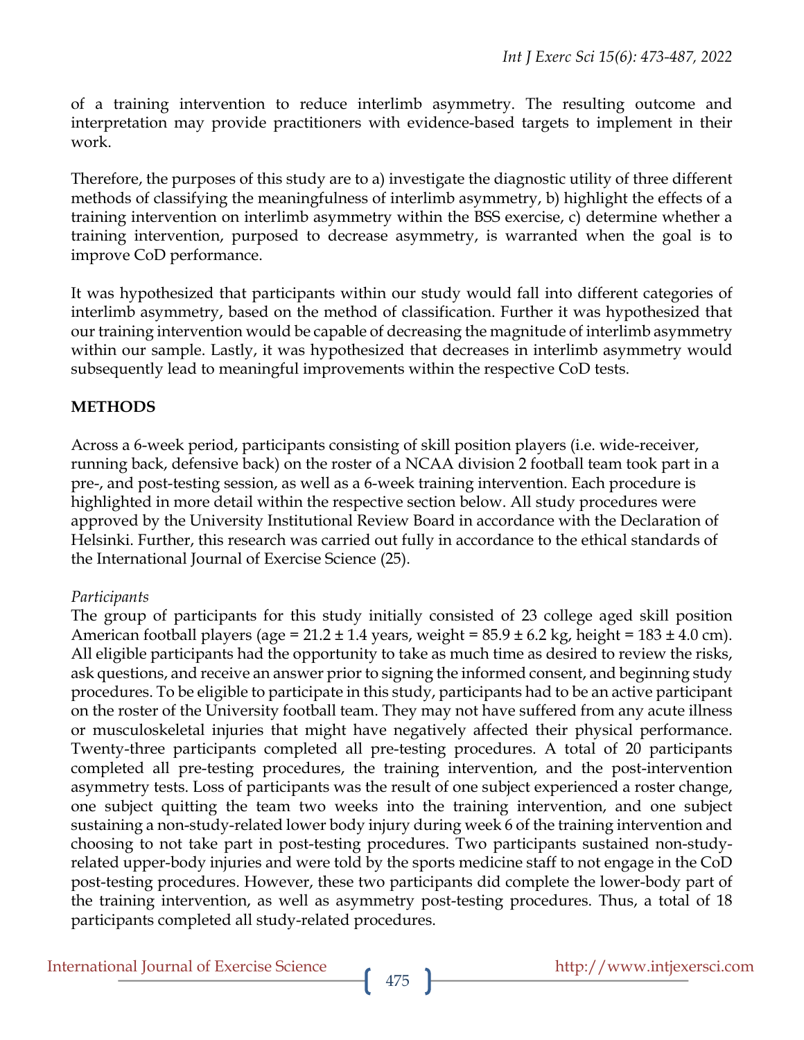of a training intervention to reduce interlimb asymmetry. The resulting outcome and interpretation may provide practitioners with evidence-based targets to implement in their work.

Therefore, the purposes of this study are to a) investigate the diagnostic utility of three different methods of classifying the meaningfulness of interlimb asymmetry, b) highlight the effects of a training intervention on interlimb asymmetry within the BSS exercise, c) determine whether a training intervention, purposed to decrease asymmetry, is warranted when the goal is to improve CoD performance.

It was hypothesized that participants within our study would fall into different categories of interlimb asymmetry, based on the method of classification. Further it was hypothesized that our training intervention would be capable of decreasing the magnitude of interlimb asymmetry within our sample. Lastly, it was hypothesized that decreases in interlimb asymmetry would subsequently lead to meaningful improvements within the respective CoD tests.

## METHODS

Across a 6-week period, participants consisting of skill position players (i.e. wide-receiver, running back, defensive back) on the roster of a NCAA division 2 football team took part in a pre-, and post-testing session, as well as a 6-week training intervention. Each procedure is highlighted in more detail within the respective section below. All study procedures were approved by the University Institutional Review Board in accordance with the Declaration of Helsinki. Further, this research was carried out fully in accordance to the ethical standards of the International Journal of Exercise Science (25).

### *Participants*

The group of participants for this study initially consisted of 23 college aged skill position American football players (age = 21.2 ± 1.4 years, weight = 85.9 ± 6.2 kg, height = 183 ± 4.0 cm). All eligible participants had the opportunity to take as much time as desired to review the risks, ask questions, and receive an answer prior to signing the informed consent, and beginning study procedures. To be eligible to participate in this study, participants had to be an active participant on the roster of the University football team. They may not have suffered from any acute illness or musculoskeletal injuries that might have negatively affected their physical performance. Twenty-three participants completed all pre-testing procedures. A total of 20 participants completed all pre-testing procedures, the training intervention, and the post-intervention asymmetry tests. Loss of participants was the result of one subject experienced a roster change, one subject quitting the team two weeks into the training intervention, and one subject sustaining a non-study-related lower body injury during week 6 of the training intervention and choosing to not take part in post-testing procedures. Two participants sustained non-study-related upper-body injuries and were told by the sports medicine staff to not engage in the CoD post-testing procedures. However, these two participants did complete the lower-body part of the training intervention, as well as asymmetry post-testing procedures. Thus, a total of 18 participants completed all study-related procedures.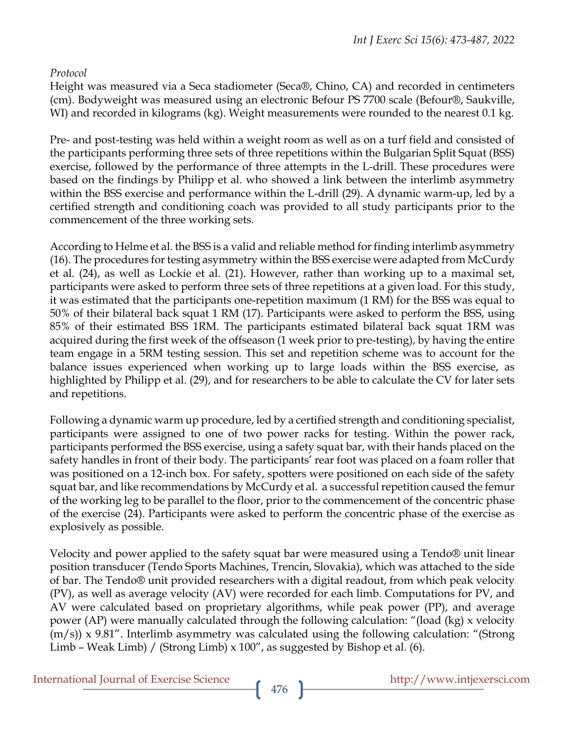*Protocol*

Height was measured via a Seca stadiometer (Seca®, Chino, CA) and recorded in centimeters (cm). Bodyweight was measured using an electronic Befour PS 7700 scale (Befour®, Saukville, WI) and recorded in kilograms (kg). Weight measurements were rounded to the nearest 0.1 kg.

Pre- and post-testing was held within a weight room as well as on a turf field and consisted of the participants performing three sets of three repetitions within the Bulgarian Split Squat (BSS) exercise, followed by the performance of three attempts in the L-drill. These procedures were based on the findings by Philipp et al. who showed a link between the interlimb asymmetry within the BSS exercise and performance within the L-drill (29). A dynamic warm-up, led by a certified strength and conditioning coach was provided to all study participants prior to the commencement of the three working sets.

According to Helme et al. the BSS is a valid and reliable method for finding interlimb asymmetry (16). The procedures for testing asymmetry within the BSS exercise were adapted from McCurdy et al. (24), as well as Lockie et al. (21). However, rather than working up to a maximal set, participants were asked to perform three sets of three repetitions at a given load. For this study, it was estimated that the participants one-repetition maximum (1 RM) for the BSS was equal to 50% of their bilateral back squat 1 RM (17). Participants were asked to perform the BSS, using 85% of their estimated BSS 1RM. The participants estimated bilateral back squat 1RM was acquired during the first week of the offseason (1 week prior to pre-testing), by having the entire team engage in a 5RM testing session. This set and repetition scheme was to account for the balance issues experienced when working up to large loads within the BSS exercise, as highlighted by Philipp et al. (29), and for researchers to be able to calculate the CV for later sets and repetitions.

Following a dynamic warm up procedure, led by a certified strength and conditioning specialist, participants were assigned to one of two power racks for testing. Within the power rack, participants performed the BSS exercise, using a safety squat bar, with their hands placed on the safety handles in front of their body. The participants' rear foot was placed on a foam roller that was positioned on a 12-inch box. For safety, spotters were positioned on each side of the safety squat bar, and like recommendations by McCurdy et al. a successful repetition caused the femur of the working leg to be parallel to the floor, prior to the commencement of the concentric phase of the exercise (24). Participants were asked to perform the concentric phase of the exercise as explosively as possible.

Velocity and power applied to the safety squat bar were measured using a Tendo® unit linear position transducer (Tendo Sports Machines, Trencin, Slovakia), which was attached to the side of bar. The Tendo® unit provided researchers with a digital readout, from which peak velocity (PV), as well as average velocity (AV) were recorded for each limb. Computations for PV, and AV were calculated based on proprietary algorithms, while peak power (PP), and average power (AP) were manually calculated through the following calculation: "(load (kg) x velocity (m/s)) x 9.81". Interlimb asymmetry was calculated using the following calculation: "(Strong Limb – Weak Limb) / (Strong Limb) x 100", as suggested by Bishop et al. (6).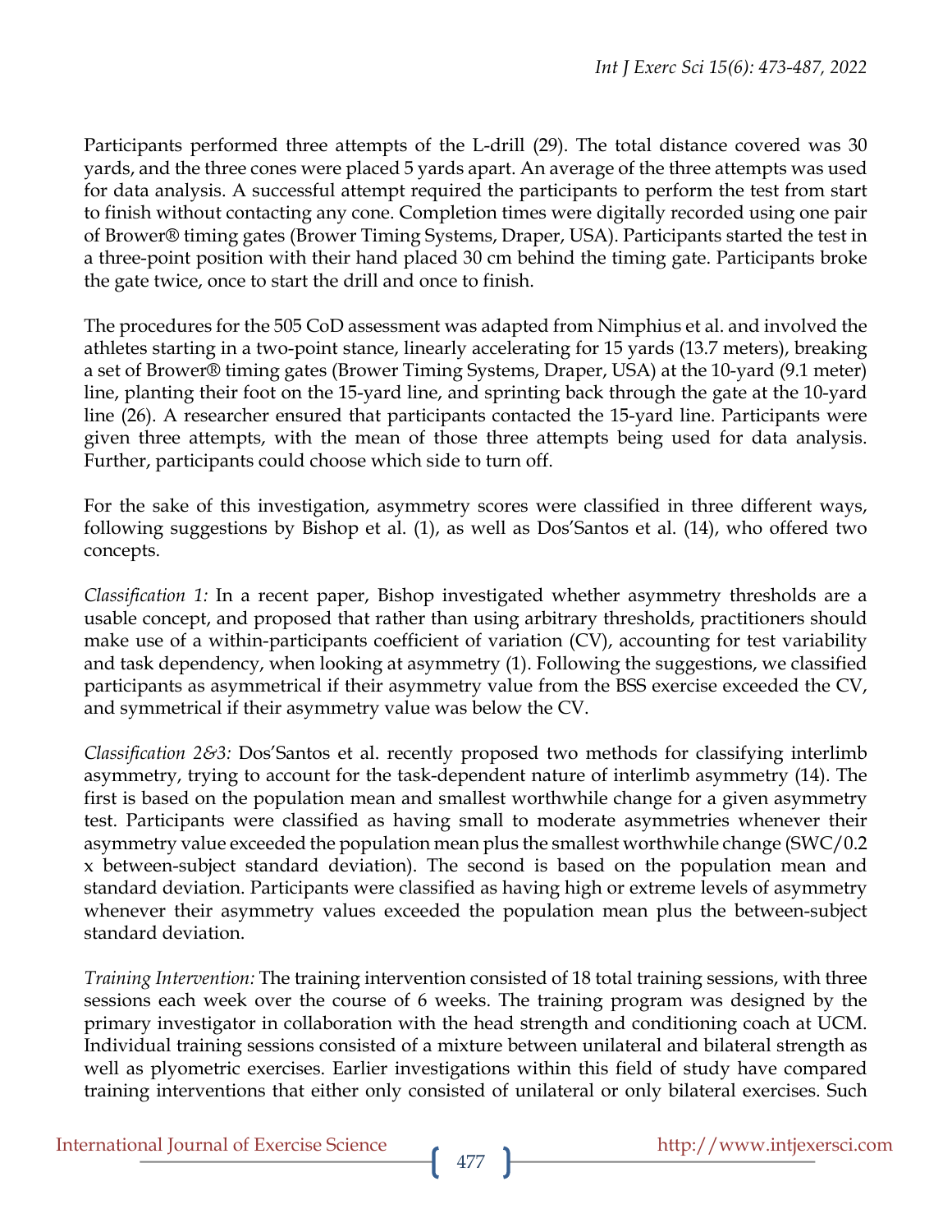Participants performed three attempts of the L-drill (29). The total distance covered was 30 yards, and the three cones were placed 5 yards apart. An average of the three attempts was used for data analysis. A successful attempt required the participants to perform the test from start to finish without contacting any cone. Completion times were digitally recorded using one pair of Brower® timing gates (Brower Timing Systems, Draper, USA). Participants started the test in a three-point position with their hand placed 30 cm behind the timing gate. Participants broke the gate twice, once to start the drill and once to finish.

The procedures for the 505 CoD assessment was adapted from Nimphius et al. and involved the athletes starting in a two-point stance, linearly accelerating for 15 yards (13.7 meters), breaking a set of Brower® timing gates (Brower Timing Systems, Draper, USA) at the 10-yard (9.1 meter) line, planting their foot on the 15-yard line, and sprinting back through the gate at the 10-yard line (26). A researcher ensured that participants contacted the 15-yard line. Participants were given three attempts, with the mean of those three attempts being used for data analysis. Further, participants could choose which side to turn off.

For the sake of this investigation, asymmetry scores were classified in three different ways, following suggestions by Bishop et al. (1), as well as Dos'Santos et al. (14), who offered two concepts.

*Classification 1:* In a recent paper, Bishop investigated whether asymmetry thresholds are a usable concept, and proposed that rather than using arbitrary thresholds, practitioners should make use of a within-participants coefficient of variation (CV), accounting for test variability and task dependency, when looking at asymmetry (1). Following the suggestions, we classified participants as asymmetrical if their asymmetry value from the BSS exercise exceeded the CV, and symmetrical if their asymmetry value was below the CV.

*Classification 2&3:* Dos'Santos et al. recently proposed two methods for classifying interlimb asymmetry, trying to account for the task-dependent nature of interlimb asymmetry (14). The first is based on the population mean and smallest worthwhile change for a given asymmetry test. Participants were classified as having small to moderate asymmetries whenever their asymmetry value exceeded the population mean plus the smallest worthwhile change (SWC/0.2 x between-subject standard deviation). The second is based on the population mean and standard deviation. Participants were classified as having high or extreme levels of asymmetry whenever their asymmetry values exceeded the population mean plus the between-subject standard deviation.

*Training Intervention:* The training intervention consisted of 18 total training sessions, with three sessions each week over the course of 6 weeks. The training program was designed by the primary investigator in collaboration with the head strength and conditioning coach at UCM. Individual training sessions consisted of a mixture between unilateral and bilateral strength as well as plyometric exercises. Earlier investigations within this field of study have compared training interventions that either only consisted of unilateral or only bilateral exercises. Such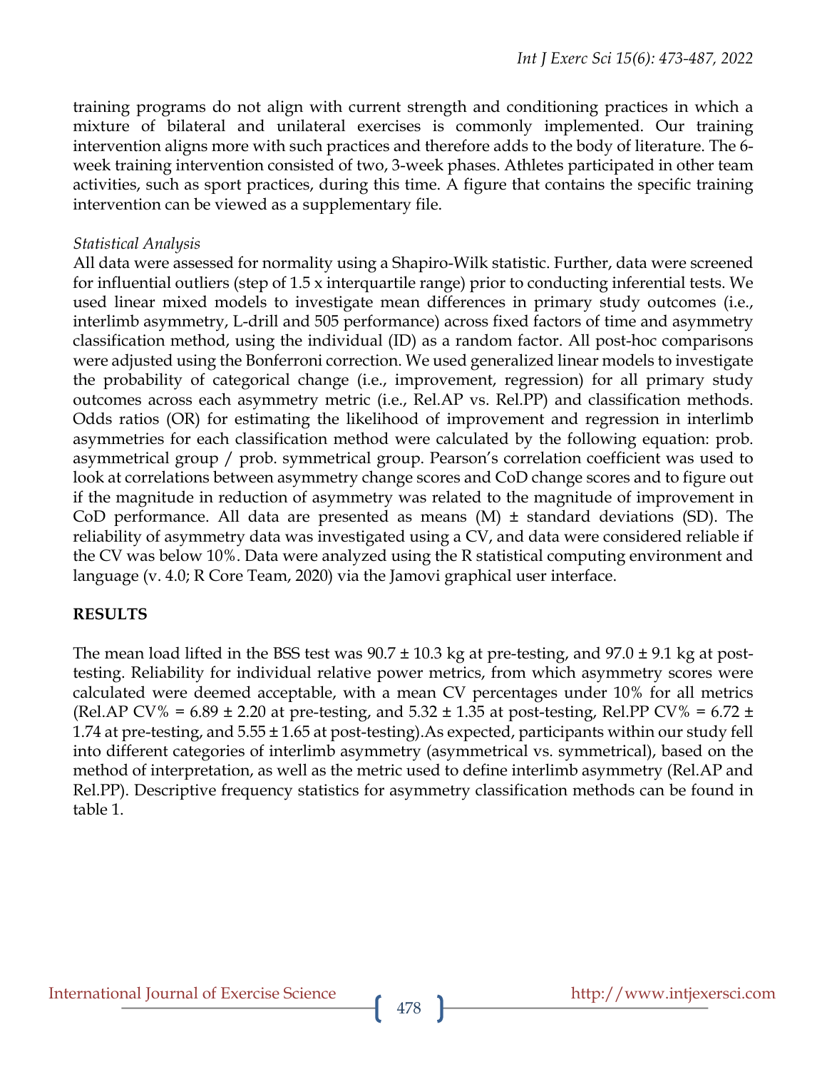training programs do not align with current strength and conditioning practices in which a mixture of bilateral and unilateral exercises is commonly implemented. Our training intervention aligns more with such practices and therefore adds to the body of literature. The 6-week training intervention consisted of two, 3-week phases. Athletes participated in other team activities, such as sport practices, during this time. A figure that contains the specific training intervention can be viewed as a supplementary file.

*Statistical Analysis*

All data were assessed for normality using a Shapiro-Wilk statistic. Further, data were screened for influential outliers (step of 1.5 x interquartile range) prior to conducting inferential tests. We used linear mixed models to investigate mean differences in primary study outcomes (i.e., interlimb asymmetry, L-drill and 505 performance) across fixed factors of time and asymmetry classification method, using the individual (ID) as a random factor. All post-hoc comparisons were adjusted using the Bonferroni correction. We used generalized linear models to investigate the probability of categorical change (i.e., improvement, regression) for all primary study outcomes across each asymmetry metric (i.e., Rel.AP vs. Rel.PP) and classification methods. Odds ratios (OR) for estimating the likelihood of improvement and regression in interlimb asymmetries for each classification method were calculated by the following equation: prob. asymmetrical group / prob. symmetrical group. Pearson's correlation coefficient was used to look at correlations between asymmetry change scores and CoD change scores and to figure out if the magnitude in reduction of asymmetry was related to the magnitude of improvement in CoD performance. All data are presented as means (M) ± standard deviations (SD). The reliability of asymmetry data was investigated using a CV, and data were considered reliable if the CV was below 10%. Data were analyzed using the R statistical computing environment and language (v. 4.0; R Core Team, 2020) via the Jamovi graphical user interface.

## RESULTS

The mean load lifted in the BSS test was 90.7 ± 10.3 kg at pre-testing, and 97.0 ± 9.1 kg at post-testing. Reliability for individual relative power metrics, from which asymmetry scores were calculated were deemed acceptable, with a mean CV percentages under 10% for all metrics (Rel.AP CV% = 6.89 ± 2.20 at pre-testing, and 5.32 ± 1.35 at post-testing, Rel.PP CV% = 6.72 ± 1.74 at pre-testing, and 5.55 ± 1.65 at post-testing).As expected, participants within our study fell into different categories of interlimb asymmetry (asymmetrical vs. symmetrical), based on the method of interpretation, as well as the metric used to define interlimb asymmetry (Rel.AP and Rel.PP). Descriptive frequency statistics for asymmetry classification methods can be found in table 1.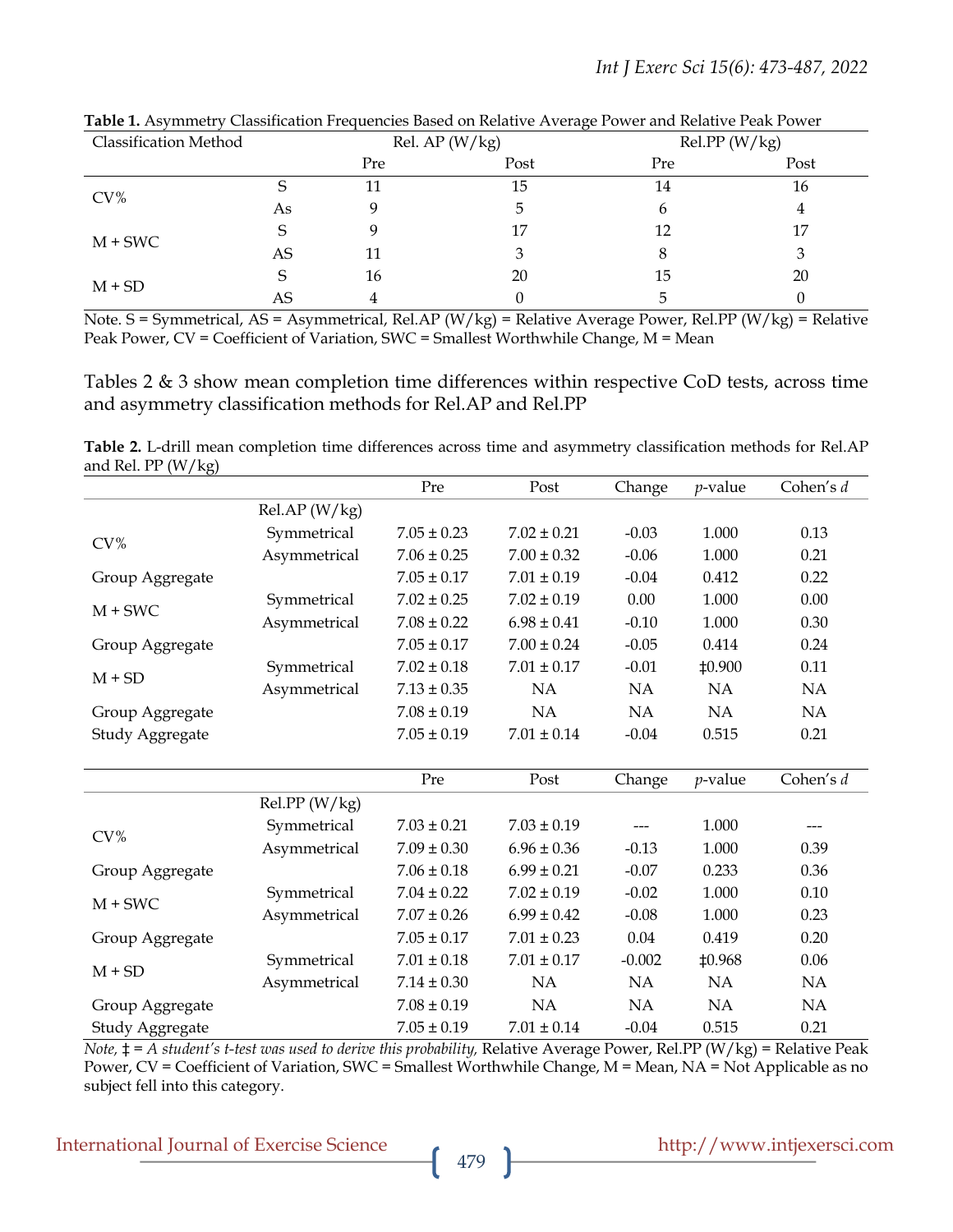**Table 1.** Asymmetry Classification Frequencies Based on Relative Average Power and Relative Peak Power

| Classification Method | | Rel. AP (W/kg) | | Rel.PP (W/kg) | |
|---|---|---|---|---|---|
| | | Pre | Post | Pre | Post |
| CV% | S | 11 | 15 | 14 | 16 |
| | As | 9 | 5 | 6 | 4 |
| M + SWC | S | 9 | 17 | 12 | 17 |
| | AS | 11 | 3 | 8 | 3 |
| M + SD | S | 16 | 20 | 15 | 20 |
| | AS | 4 | 0 | 5 | 0 |

Note. S = Symmetrical, AS = Asymmetrical, Rel.AP (W/kg) = Relative Average Power, Rel.PP (W/kg) = Relative Peak Power, CV = Coefficient of Variation, SWC = Smallest Worthwhile Change, M = Mean

Tables 2 & 3 show mean completion time differences within respective CoD tests, across time and asymmetry classification methods for Rel.AP and Rel.PP

**Table 2.** L-drill mean completion time differences across time and asymmetry classification methods for Rel.AP and Rel. PP (W/kg)

| | | Pre | Post | Change | *p*-value | Cohen's *d* |
|---|---|---|---|---|---|---|
| | Rel.AP (W/kg) | | | | | |
| CV% | Symmetrical | 7.05 ± 0.23 | 7.02 ± 0.21 | -0.03 | 1.000 | 0.13 |
| | Asymmetrical | 7.06 ± 0.25 | 7.00 ± 0.32 | -0.06 | 1.000 | 0.21 |
| Group Aggregate | | 7.05 ± 0.17 | 7.01 ± 0.19 | -0.04 | 0.412 | 0.22 |
| M + SWC | Symmetrical | 7.02 ± 0.25 | 7.02 ± 0.19 | 0.00 | 1.000 | 0.00 |
| | Asymmetrical | 7.08 ± 0.22 | 6.98 ± 0.41 | -0.10 | 1.000 | 0.30 |
| Group Aggregate | | 7.05 ± 0.17 | 7.00 ± 0.24 | -0.05 | 0.414 | 0.24 |
| M + SD | Symmetrical | 7.02 ± 0.18 | 7.01 ± 0.17 | -0.01 | ‡0.900 | 0.11 |
| | Asymmetrical | 7.13 ± 0.35 | NA | NA | NA | NA |
| Group Aggregate | | 7.08 ± 0.19 | NA | NA | NA | NA |
| Study Aggregate | | 7.05 ± 0.19 | 7.01 ± 0.14 | -0.04 | 0.515 | 0.21 |

| | | Pre | Post | Change | *p*-value | Cohen's *d* |
|---|---|---|---|---|---|---|
| | Rel.PP (W/kg) | | | | | |
| CV% | Symmetrical | 7.03 ± 0.21 | 7.03 ± 0.19 | --- | 1.000 | --- |
| | Asymmetrical | 7.09 ± 0.30 | 6.96 ± 0.36 | -0.13 | 1.000 | 0.39 |
| Group Aggregate | | 7.06 ± 0.18 | 6.99 ± 0.21 | -0.07 | 0.233 | 0.36 |
| M + SWC | Symmetrical | 7.04 ± 0.22 | 7.02 ± 0.19 | -0.02 | 1.000 | 0.10 |
| | Asymmetrical | 7.07 ± 0.26 | 6.99 ± 0.42 | -0.08 | 1.000 | 0.23 |
| Group Aggregate | | 7.05 ± 0.17 | 7.01 ± 0.23 | 0.04 | 0.419 | 0.20 |
| M + SD | Symmetrical | 7.01 ± 0.18 | 7.01 ± 0.17 | -0.002 | ‡0.968 | 0.06 |
| | Asymmetrical | 7.14 ± 0.30 | NA | NA | NA | NA |
| Group Aggregate | | 7.08 ± 0.19 | NA | NA | NA | NA |
| Study Aggregate | | 7.05 ± 0.19 | 7.01 ± 0.14 | -0.04 | 0.515 | 0.21 |

*Note,* ‡ = *A student's t-test was used to derive this probability,* Relative Average Power, Rel.PP (W/kg) = Relative Peak Power, CV = Coefficient of Variation, SWC = Smallest Worthwhile Change, M = Mean, NA = Not Applicable as no subject fell into this category.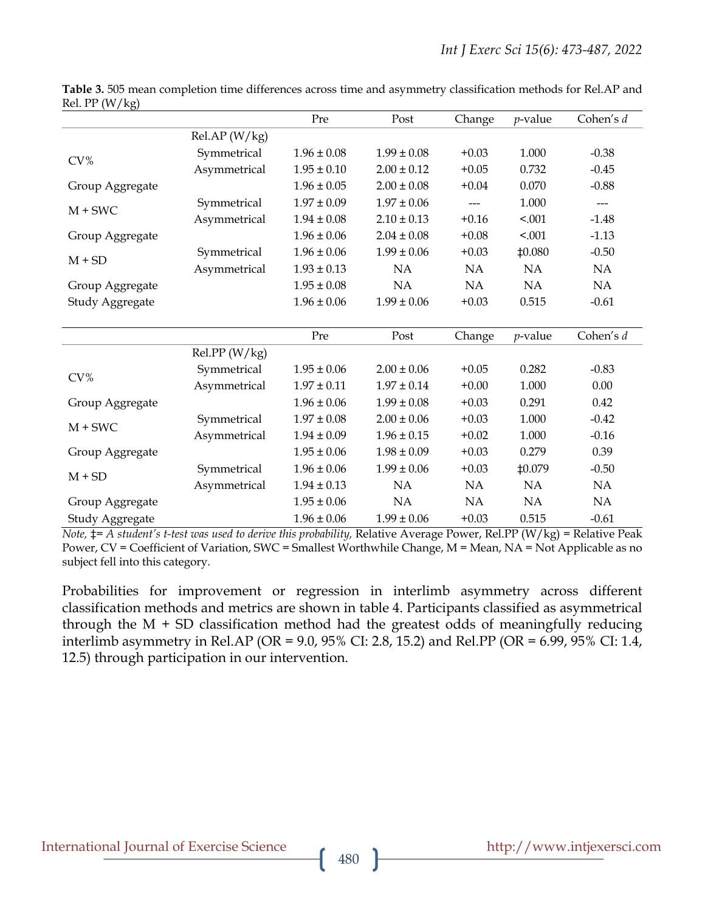**Table 3.** 505 mean completion time differences across time and asymmetry classification methods for Rel.AP and Rel. PP (W/kg)

| | | Pre | Post | Change | *p*-value | Cohen's *d* |
|---|---|---|---|---|---|---|
| | Rel.AP (W/kg) | | | | | |
| CV% | Symmetrical | 1.96 ± 0.08 | 1.99 ± 0.08 | +0.03 | 1.000 | -0.38 |
| | Asymmetrical | 1.95 ± 0.10 | 2.00 ± 0.12 | +0.05 | 0.732 | -0.45 |
| Group Aggregate | | 1.96 ± 0.05 | 2.00 ± 0.08 | +0.04 | 0.070 | -0.88 |
| M + SWC | Symmetrical | 1.97 ± 0.09 | 1.97 ± 0.06 | --- | 1.000 | --- |
| | Asymmetrical | 1.94 ± 0.08 | 2.10 ± 0.13 | +0.16 | <.001 | -1.48 |
| Group Aggregate | | 1.96 ± 0.06 | 2.04 ± 0.08 | +0.08 | <.001 | -1.13 |
| M + SD | Symmetrical | 1.96 ± 0.06 | 1.99 ± 0.06 | +0.03 | ‡0.080 | -0.50 |
| | Asymmetrical | 1.93 ± 0.13 | NA | NA | NA | NA |
| Group Aggregate | | 1.95 ± 0.08 | NA | NA | NA | NA |
| Study Aggregate | | 1.96 ± 0.06 | 1.99 ± 0.06 | +0.03 | 0.515 | -0.61 |
| | | **Pre** | **Post** | **Change** | ***p*-value** | **Cohen's *d*** |
| | Rel.PP (W/kg) | | | | | |
| CV% | Symmetrical | 1.95 ± 0.06 | 2.00 ± 0.06 | +0.05 | 0.282 | -0.83 |
| | Asymmetrical | 1.97 ± 0.11 | 1.97 ± 0.14 | +0.00 | 1.000 | 0.00 |
| Group Aggregate | | 1.96 ± 0.06 | 1.99 ± 0.08 | +0.03 | 0.291 | 0.42 |
| M + SWC | Symmetrical | 1.97 ± 0.08 | 2.00 ± 0.06 | +0.03 | 1.000 | -0.42 |
| | Asymmetrical | 1.94 ± 0.09 | 1.96 ± 0.15 | +0.02 | 1.000 | -0.16 |
| Group Aggregate | | 1.95 ± 0.06 | 1.98 ± 0.09 | +0.03 | 0.279 | 0.39 |
| M + SD | Symmetrical | 1.96 ± 0.06 | 1.99 ± 0.06 | +0.03 | ‡0.079 | -0.50 |
| | Asymmetrical | 1.94 ± 0.13 | NA | NA | NA | NA |
| Group Aggregate | | 1.95 ± 0.06 | NA | NA | NA | NA |
| Study Aggregate | | 1.96 ± 0.06 | 1.99 ± 0.06 | +0.03 | 0.515 | -0.61 |

*Note,* ‡= *A student's t-test was used to derive this probability,* Relative Average Power, Rel.PP (W/kg) = Relative Peak Power, CV = Coefficient of Variation, SWC = Smallest Worthwhile Change, M = Mean, NA = Not Applicable as no subject fell into this category.

Probabilities for improvement or regression in interlimb asymmetry across different classification methods and metrics are shown in table 4. Participants classified as asymmetrical through the M + SD classification method had the greatest odds of meaningfully reducing interlimb asymmetry in Rel.AP (OR = 9.0, 95% CI: 2.8, 15.2) and Rel.PP (OR = 6.99, 95% CI: 1.4, 12.5) through participation in our intervention.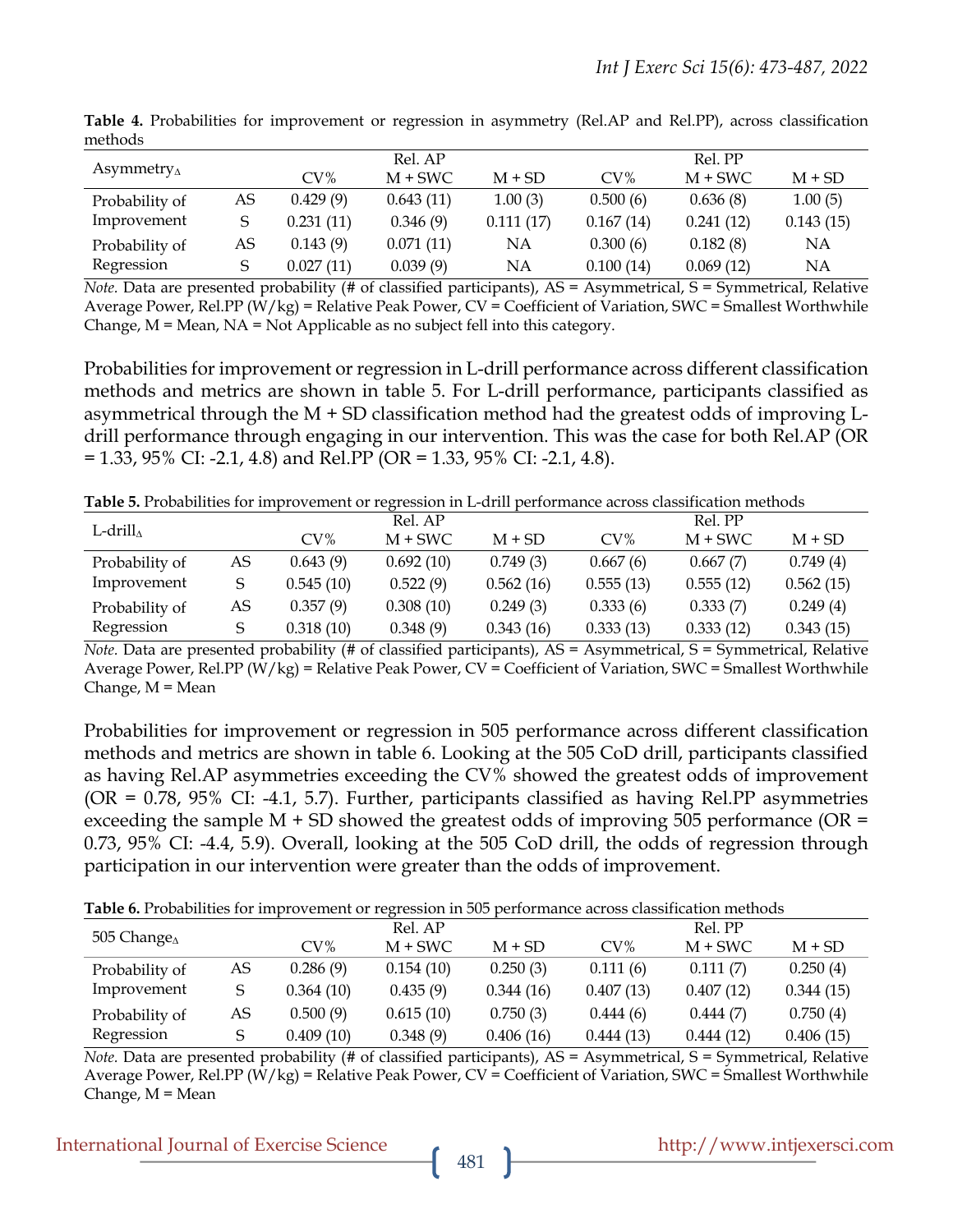**Table 4.** Probabilities for improvement or regression in asymmetry (Rel.AP and Rel.PP), across classification methods

| $Asymmetry_{\Delta}$ | | Rel. AP | | | Rel. PP | | |
|---|---|---|---|---|---|---|---|
| | | CV% | M + SWC | M + SD | CV% | M + SWC | M + SD |
| Probability of Improvement | AS | 0.429 (9) | 0.643 (11) | 1.00 (3) | 0.500 (6) | 0.636 (8) | 1.00 (5) |
| | S | 0.231 (11) | 0.346 (9) | 0.111 (17) | 0.167 (14) | 0.241 (12) | 0.143 (15) |
| Probability of Regression | AS | 0.143 (9) | 0.071 (11) | NA | 0.300 (6) | 0.182 (8) | NA |
| | S | 0.027 (11) | 0.039 (9) | NA | 0.100 (14) | 0.069 (12) | NA |

*Note.* Data are presented probability (# of classified participants), AS = Asymmetrical, S = Symmetrical, Relative Average Power, Rel.PP (W/kg) = Relative Peak Power, CV = Coefficient of Variation, SWC = Smallest Worthwhile Change, M = Mean, NA = Not Applicable as no subject fell into this category.

Probabilities for improvement or regression in L-drill performance across different classification methods and metrics are shown in table 5. For L-drill performance, participants classified as asymmetrical through the M + SD classification method had the greatest odds of improving L-drill performance through engaging in our intervention. This was the case for both Rel.AP (OR = 1.33, 95% CI: -2.1, 4.8) and Rel.PP (OR = 1.33, 95% CI: -2.1, 4.8).

**Table 5.** Probabilities for improvement or regression in L-drill performance across classification methods

| $L\text{-}drill_{\Delta}$ | | Rel. AP | | | Rel. PP | | |
|---|---|---|---|---|---|---|---|
| | | CV% | M + SWC | M + SD | CV% | M + SWC | M + SD |
| Probability of Improvement | AS | 0.643 (9) | 0.692 (10) | 0.749 (3) | 0.667 (6) | 0.667 (7) | 0.749 (4) |
| | S | 0.545 (10) | 0.522 (9) | 0.562 (16) | 0.555 (13) | 0.555 (12) | 0.562 (15) |
| Probability of Regression | AS | 0.357 (9) | 0.308 (10) | 0.249 (3) | 0.333 (6) | 0.333 (7) | 0.249 (4) |
| | S | 0.318 (10) | 0.348 (9) | 0.343 (16) | 0.333 (13) | 0.333 (12) | 0.343 (15) |

*Note.* Data are presented probability (# of classified participants), AS = Asymmetrical, S = Symmetrical, Relative Average Power, Rel.PP (W/kg) = Relative Peak Power, CV = Coefficient of Variation, SWC = Smallest Worthwhile Change, M = Mean

Probabilities for improvement or regression in 505 performance across different classification methods and metrics are shown in table 6. Looking at the 505 CoD drill, participants classified as having Rel.AP asymmetries exceeding the CV% showed the greatest odds of improvement (OR = 0.78, 95% CI: -4.1, 5.7). Further, participants classified as having Rel.PP asymmetries exceeding the sample M + SD showed the greatest odds of improving 505 performance (OR = 0.73, 95% CI: -4.4, 5.9). Overall, looking at the 505 CoD drill, the odds of regression through participation in our intervention were greater than the odds of improvement.

**Table 6.** Probabilities for improvement or regression in 505 performance across classification methods

| $505\ Change_{\Delta}$ | | Rel. AP | | | Rel. PP | | |
|---|---|---|---|---|---|---|---|
| | | CV% | M + SWC | M + SD | CV% | M + SWC | M + SD |
| Probability of Improvement | AS | 0.286 (9) | 0.154 (10) | 0.250 (3) | 0.111 (6) | 0.111 (7) | 0.250 (4) |
| | S | 0.364 (10) | 0.435 (9) | 0.344 (16) | 0.407 (13) | 0.407 (12) | 0.344 (15) |
| Probability of Regression | AS | 0.500 (9) | 0.615 (10) | 0.750 (3) | 0.444 (6) | 0.444 (7) | 0.750 (4) |
| | S | 0.409 (10) | 0.348 (9) | 0.406 (16) | 0.444 (13) | 0.444 (12) | 0.406 (15) |

*Note.* Data are presented probability (# of classified participants), AS = Asymmetrical, S = Symmetrical, Relative Average Power, Rel.PP (W/kg) = Relative Peak Power, CV = Coefficient of Variation, SWC = Smallest Worthwhile Change, M = Mean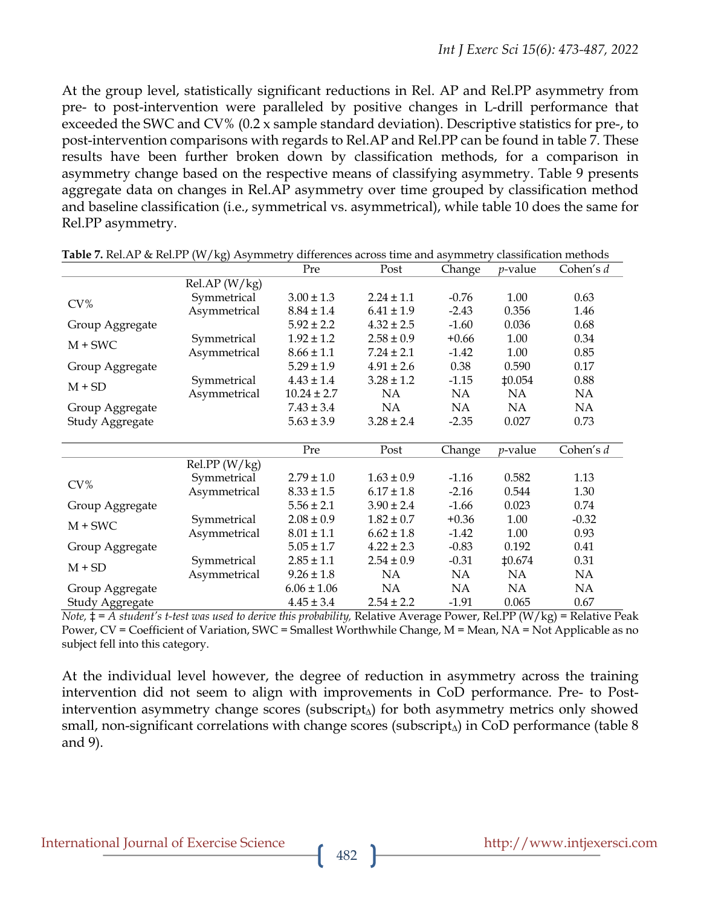At the group level, statistically significant reductions in Rel. AP and Rel.PP asymmetry from pre- to post-intervention were paralleled by positive changes in L-drill performance that exceeded the SWC and CV% (0.2 x sample standard deviation). Descriptive statistics for pre-, to post-intervention comparisons with regards to Rel.AP and Rel.PP can be found in table 7. These results have been further broken down by classification methods, for a comparison in asymmetry change based on the respective means of classifying asymmetry. Table 9 presents aggregate data on changes in Rel.AP asymmetry over time grouped by classification method and baseline classification (i.e., symmetrical vs. asymmetrical), while table 10 does the same for Rel.PP asymmetry.

**Table 7.** Rel.AP & Rel.PP (W/kg) Asymmetry differences across time and asymmetry classification methods

| | | Pre | Post | Change | *p*-value | Cohen's *d* |
|---|---|---|---|---|---|---|
| | Rel.AP (W/kg) | | | | | |
| CV% | Symmetrical | 3.00 ± 1.3 | 2.24 ± 1.1 | -0.76 | 1.00 | 0.63 |
| | Asymmetrical | 8.84 ± 1.4 | 6.41 ± 1.9 | -2.43 | 0.356 | 1.46 |
| Group Aggregate | | 5.92 ± 2.2 | 4.32 ± 2.5 | -1.60 | 0.036 | 0.68 |
| M + SWC | Symmetrical | 1.92 ± 1.2 | 2.58 ± 0.9 | +0.66 | 1.00 | 0.34 |
| | Asymmetrical | 8.66 ± 1.1 | 7.24 ± 2.1 | -1.42 | 1.00 | 0.85 |
| Group Aggregate | | 5.29 ± 1.9 | 4.91 ± 2.6 | 0.38 | 0.590 | 0.17 |
| M + SD | Symmetrical | 4.43 ± 1.4 | 3.28 ± 1.2 | -1.15 | ‡0.054 | 0.88 |
| | Asymmetrical | 10.24 ± 2.7 | NA | NA | NA | NA |
| Group Aggregate | | 7.43 ± 3.4 | NA | NA | NA | NA |
| Study Aggregate | | 5.63 ± 3.9 | 3.28 ± 2.4 | -2.35 | 0.027 | 0.73 |
| | | Pre | Post | Change | *p*-value | Cohen's *d* |
| | Rel.PP (W/kg) | | | | | |
| CV% | Symmetrical | 2.79 ± 1.0 | 1.63 ± 0.9 | -1.16 | 0.582 | 1.13 |
| | Asymmetrical | 8.33 ± 1.5 | 6.17 ± 1.8 | -2.16 | 0.544 | 1.30 |
| Group Aggregate | | 5.56 ± 2.1 | 3.90 ± 2.4 | -1.66 | 0.023 | 0.74 |
| M + SWC | Symmetrical | 2.08 ± 0.9 | 1.82 ± 0.7 | +0.36 | 1.00 | -0.32 |
| | Asymmetrical | 8.01 ± 1.1 | 6.62 ± 1.8 | -1.42 | 1.00 | 0.93 |
| Group Aggregate | | 5.05 ± 1.7 | 4.22 ± 2.3 | -0.83 | 0.192 | 0.41 |
| M + SD | Symmetrical | 2.85 ± 1.1 | 2.54 ± 0.9 | -0.31 | ‡0.674 | 0.31 |
| | Asymmetrical | 9.26 ± 1.8 | NA | NA | NA | NA |
| Group Aggregate | | 6.06 ± 1.06 | NA | NA | NA | NA |
| Study Aggregate | | 4.45 ± 3.4 | 2.54 ± 2.2 | -1.91 | 0.065 | 0.67 |

*Note,* ‡ = *A student's t-test was used to derive this probability,* Relative Average Power, Rel.PP (W/kg) = Relative Peak Power, CV = Coefficient of Variation, SWC = Smallest Worthwhile Change, M = Mean, NA = Not Applicable as no subject fell into this category.

At the individual level however, the degree of reduction in asymmetry across the training intervention did not seem to align with improvements in CoD performance. Pre- to Post-intervention asymmetry change scores (subscript$_{\Delta}$) for both asymmetry metrics only showed small, non-significant correlations with change scores (subscript$_{\Delta}$) in CoD performance (table 8 and 9).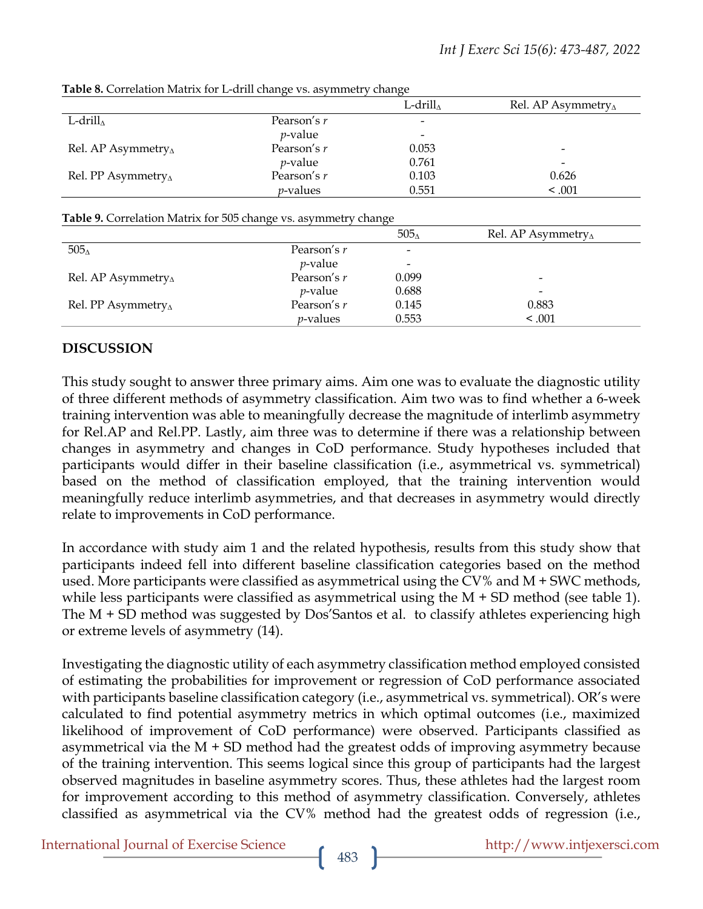**Table 8.** Correlation Matrix for L-drill change vs. asymmetry change

| | | L-drill$_{\Delta}$ | Rel. AP Asymmetry$_{\Delta}$ |
|---|---|---|---|
| L-drill$_{\Delta}$ | Pearson's *r* | - | |
| | *p*-value | - | |
| Rel. AP Asymmetry$_{\Delta}$ | Pearson's *r* | 0.053 | - |
| | *p*-value | 0.761 | - |
| Rel. PP Asymmetry$_{\Delta}$ | Pearson's *r* | 0.103 | 0.626 |
| | *p*-values | 0.551 | < .001 |

**Table 9.** Correlation Matrix for 505 change vs. asymmetry change

| | | 505$_{\Delta}$ | Rel. AP Asymmetry$_{\Delta}$ |
|---|---|---|---|
| 505$_{\Delta}$ | Pearson's *r* | - | |
| | *p*-value | - | |
| Rel. AP Asymmetry$_{\Delta}$ | Pearson's *r* | 0.099 | - |
| | *p*-value | 0.688 | - |
| Rel. PP Asymmetry$_{\Delta}$ | Pearson's *r* | 0.145 | 0.883 |
| | *p*-values | 0.553 | < .001 |

## DISCUSSION

This study sought to answer three primary aims. Aim one was to evaluate the diagnostic utility of three different methods of asymmetry classification. Aim two was to find whether a 6-week training intervention was able to meaningfully decrease the magnitude of interlimb asymmetry for Rel.AP and Rel.PP. Lastly, aim three was to determine if there was a relationship between changes in asymmetry and changes in CoD performance. Study hypotheses included that participants would differ in their baseline classification (i.e., asymmetrical vs. symmetrical) based on the method of classification employed, that the training intervention would meaningfully reduce interlimb asymmetries, and that decreases in asymmetry would directly relate to improvements in CoD performance.

In accordance with study aim 1 and the related hypothesis, results from this study show that participants indeed fell into different baseline classification categories based on the method used. More participants were classified as asymmetrical using the CV% and M + SWC methods, while less participants were classified as asymmetrical using the M + SD method (see table 1). The M + SD method was suggested by Dos'Santos et al. to classify athletes experiencing high or extreme levels of asymmetry (14).

Investigating the diagnostic utility of each asymmetry classification method employed consisted of estimating the probabilities for improvement or regression of CoD performance associated with participants baseline classification category (i.e., asymmetrical vs. symmetrical). OR's were calculated to find potential asymmetry metrics in which optimal outcomes (i.e., maximized likelihood of improvement of CoD performance) were observed. Participants classified as asymmetrical via the M + SD method had the greatest odds of improving asymmetry because of the training intervention. This seems logical since this group of participants had the largest observed magnitudes in baseline asymmetry scores. Thus, these athletes had the largest room for improvement according to this method of asymmetry classification. Conversely, athletes classified as asymmetrical via the CV% method had the greatest odds of regression (i.e.,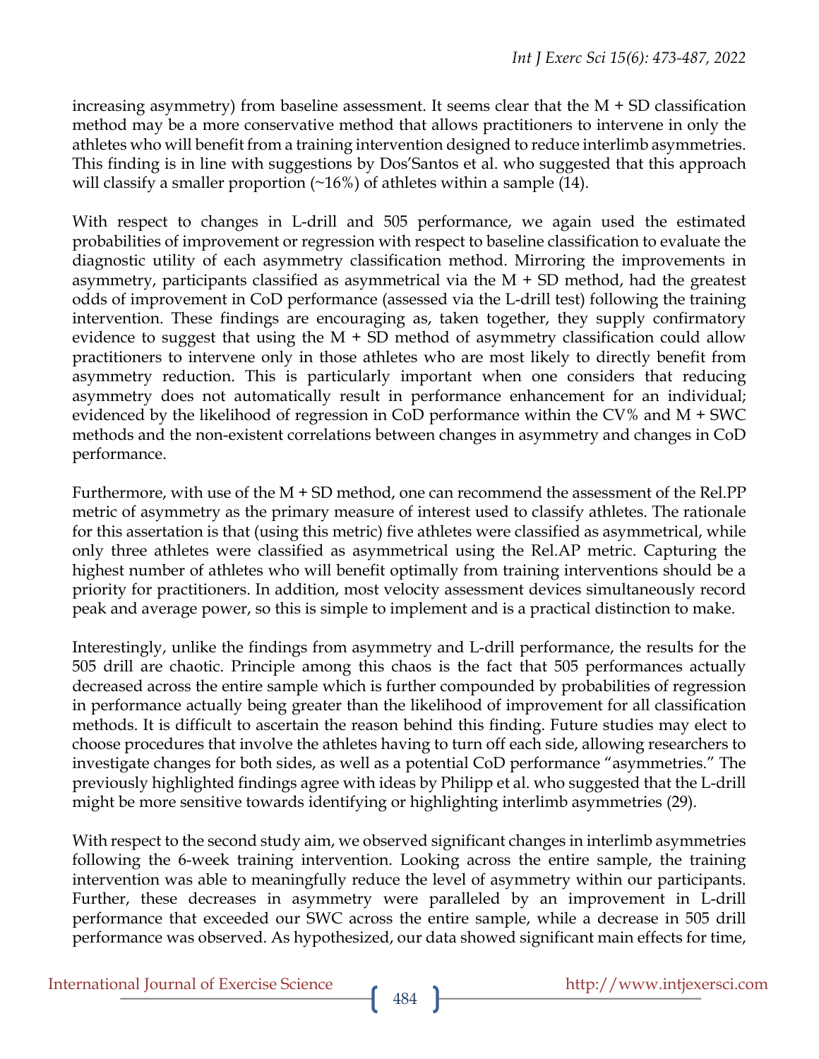increasing asymmetry) from baseline assessment. It seems clear that the M + SD classification method may be a more conservative method that allows practitioners to intervene in only the athletes who will benefit from a training intervention designed to reduce interlimb asymmetries. This finding is in line with suggestions by Dos'Santos et al. who suggested that this approach will classify a smaller proportion (~16%) of athletes within a sample (14).

With respect to changes in L-drill and 505 performance, we again used the estimated probabilities of improvement or regression with respect to baseline classification to evaluate the diagnostic utility of each asymmetry classification method. Mirroring the improvements in asymmetry, participants classified as asymmetrical via the M + SD method, had the greatest odds of improvement in CoD performance (assessed via the L-drill test) following the training intervention. These findings are encouraging as, taken together, they supply confirmatory evidence to suggest that using the M + SD method of asymmetry classification could allow practitioners to intervene only in those athletes who are most likely to directly benefit from asymmetry reduction. This is particularly important when one considers that reducing asymmetry does not automatically result in performance enhancement for an individual; evidenced by the likelihood of regression in CoD performance within the CV% and M + SWC methods and the non-existent correlations between changes in asymmetry and changes in CoD performance.

Furthermore, with use of the M + SD method, one can recommend the assessment of the Rel.PP metric of asymmetry as the primary measure of interest used to classify athletes. The rationale for this assertation is that (using this metric) five athletes were classified as asymmetrical, while only three athletes were classified as asymmetrical using the Rel.AP metric. Capturing the highest number of athletes who will benefit optimally from training interventions should be a priority for practitioners. In addition, most velocity assessment devices simultaneously record peak and average power, so this is simple to implement and is a practical distinction to make.

Interestingly, unlike the findings from asymmetry and L-drill performance, the results for the 505 drill are chaotic. Principle among this chaos is the fact that 505 performances actually decreased across the entire sample which is further compounded by probabilities of regression in performance actually being greater than the likelihood of improvement for all classification methods. It is difficult to ascertain the reason behind this finding. Future studies may elect to choose procedures that involve the athletes having to turn off each side, allowing researchers to investigate changes for both sides, as well as a potential CoD performance "asymmetries." The previously highlighted findings agree with ideas by Philipp et al. who suggested that the L-drill might be more sensitive towards identifying or highlighting interlimb asymmetries (29).

With respect to the second study aim, we observed significant changes in interlimb asymmetries following the 6-week training intervention. Looking across the entire sample, the training intervention was able to meaningfully reduce the level of asymmetry within our participants. Further, these decreases in asymmetry were paralleled by an improvement in L-drill performance that exceeded our SWC across the entire sample, while a decrease in 505 drill performance was observed. As hypothesized, our data showed significant main effects for time,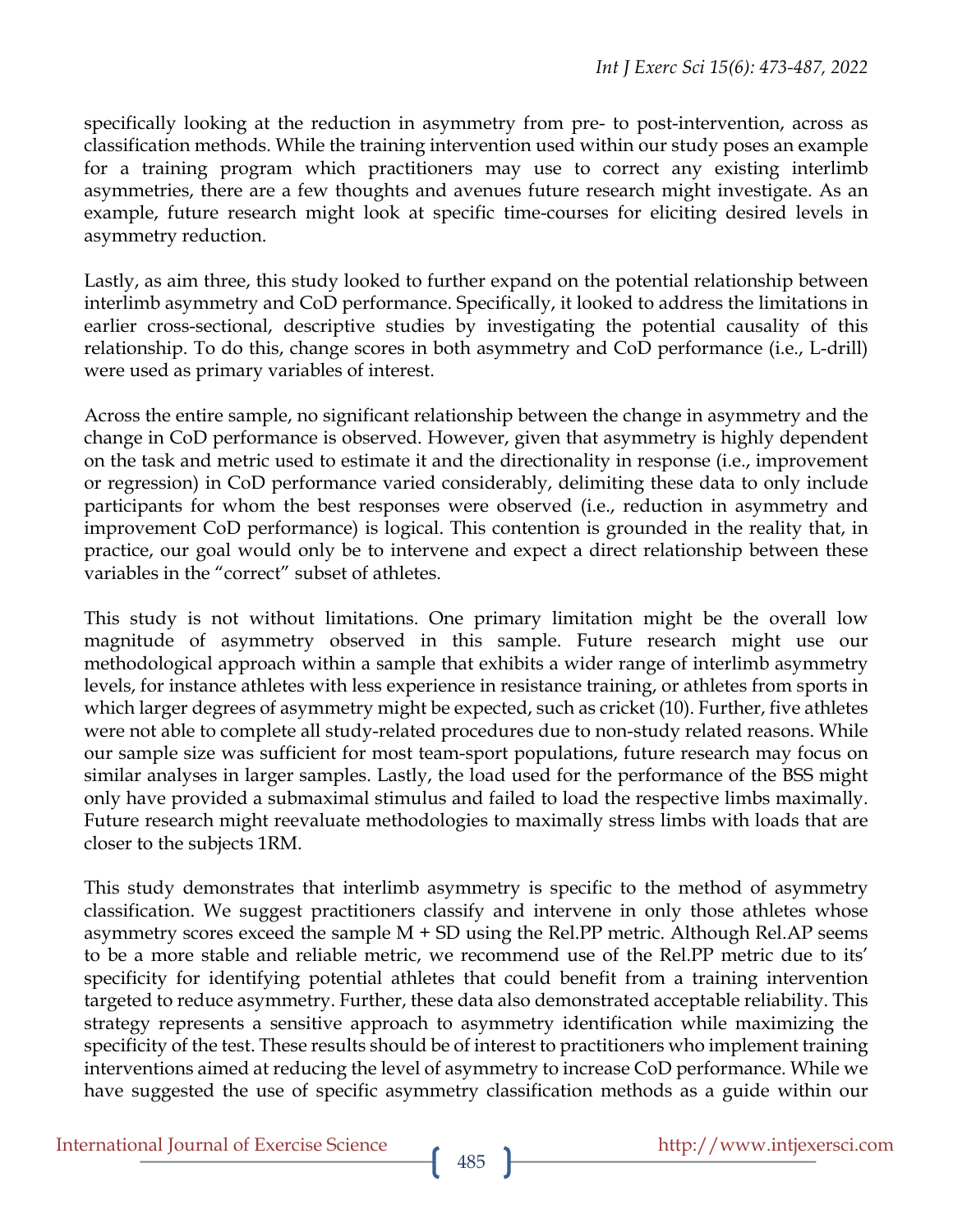specifically looking at the reduction in asymmetry from pre- to post-intervention, across as classification methods. While the training intervention used within our study poses an example for a training program which practitioners may use to correct any existing interlimb asymmetries, there are a few thoughts and avenues future research might investigate. As an example, future research might look at specific time-courses for eliciting desired levels in asymmetry reduction.

Lastly, as aim three, this study looked to further expand on the potential relationship between interlimb asymmetry and CoD performance. Specifically, it looked to address the limitations in earlier cross-sectional, descriptive studies by investigating the potential causality of this relationship. To do this, change scores in both asymmetry and CoD performance (i.e., L-drill) were used as primary variables of interest.

Across the entire sample, no significant relationship between the change in asymmetry and the change in CoD performance is observed. However, given that asymmetry is highly dependent on the task and metric used to estimate it and the directionality in response (i.e., improvement or regression) in CoD performance varied considerably, delimiting these data to only include participants for whom the best responses were observed (i.e., reduction in asymmetry and improvement CoD performance) is logical. This contention is grounded in the reality that, in practice, our goal would only be to intervene and expect a direct relationship between these variables in the "correct" subset of athletes.

This study is not without limitations. One primary limitation might be the overall low magnitude of asymmetry observed in this sample. Future research might use our methodological approach within a sample that exhibits a wider range of interlimb asymmetry levels, for instance athletes with less experience in resistance training, or athletes from sports in which larger degrees of asymmetry might be expected, such as cricket (10). Further, five athletes were not able to complete all study-related procedures due to non-study related reasons. While our sample size was sufficient for most team-sport populations, future research may focus on similar analyses in larger samples. Lastly, the load used for the performance of the BSS might only have provided a submaximal stimulus and failed to load the respective limbs maximally. Future research might reevaluate methodologies to maximally stress limbs with loads that are closer to the subjects 1RM.

This study demonstrates that interlimb asymmetry is specific to the method of asymmetry classification. We suggest practitioners classify and intervene in only those athletes whose asymmetry scores exceed the sample M + SD using the Rel.PP metric. Although Rel.AP seems to be a more stable and reliable metric, we recommend use of the Rel.PP metric due to its' specificity for identifying potential athletes that could benefit from a training intervention targeted to reduce asymmetry. Further, these data also demonstrated acceptable reliability. This strategy represents a sensitive approach to asymmetry identification while maximizing the specificity of the test. These results should be of interest to practitioners who implement training interventions aimed at reducing the level of asymmetry to increase CoD performance. While we have suggested the use of specific asymmetry classification methods as a guide within our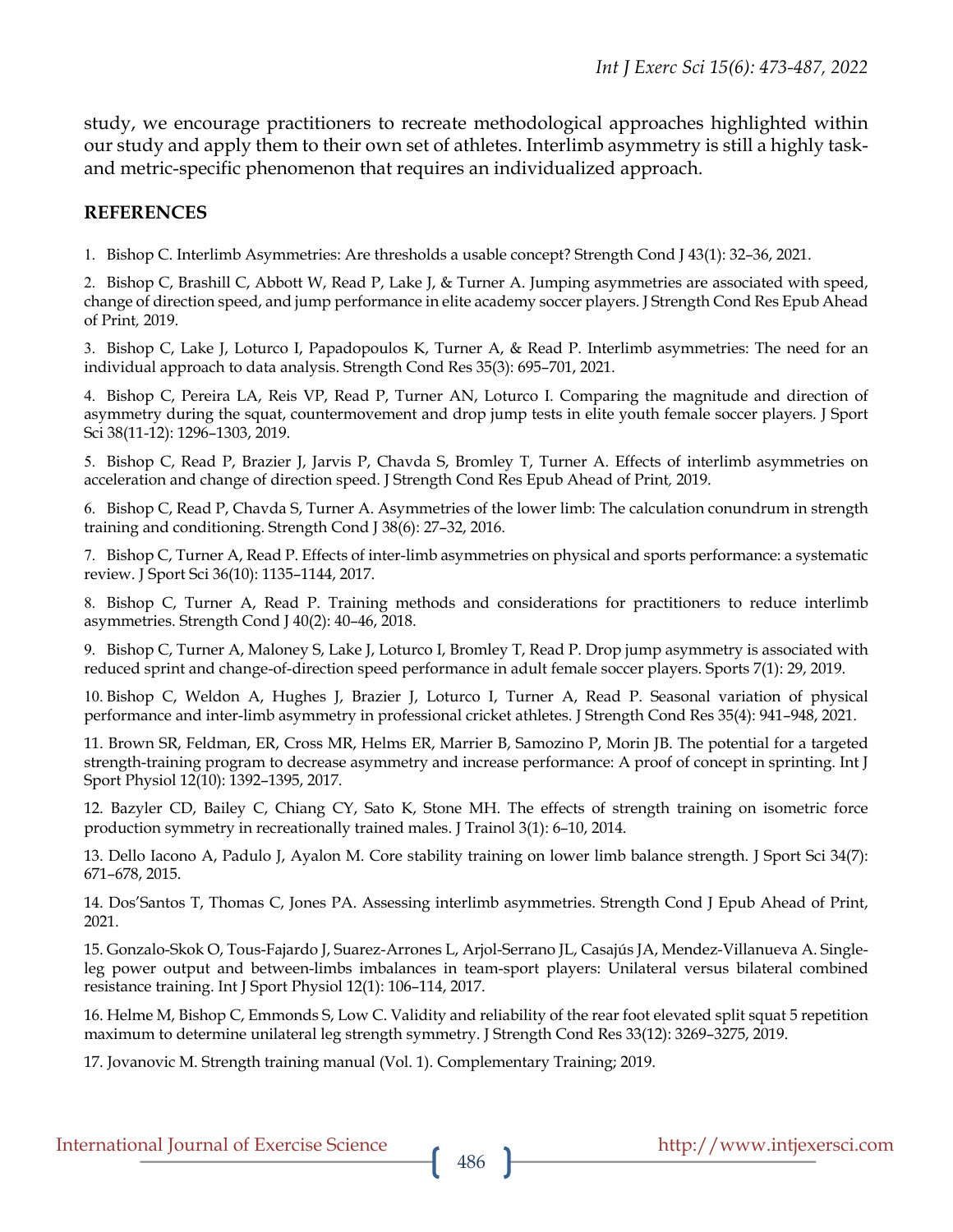study, we encourage practitioners to recreate methodological approaches highlighted within our study and apply them to their own set of athletes. Interlimb asymmetry is still a highly task- and metric-specific phenomenon that requires an individualized approach.

## REFERENCES

1. Bishop C. Interlimb Asymmetries: Are thresholds a usable concept? Strength Cond J 43(1): 32–36, 2021.

2. Bishop C, Brashill C, Abbott W, Read P, Lake J, & Turner A. Jumping asymmetries are associated with speed, change of direction speed, and jump performance in elite academy soccer players. J Strength Cond Res Epub Ahead of Print, 2019.

3. Bishop C, Lake J, Loturco I, Papadopoulos K, Turner A, & Read P. Interlimb asymmetries: The need for an individual approach to data analysis. Strength Cond Res 35(3): 695–701, 2021.

4. Bishop C, Pereira LA, Reis VP, Read P, Turner AN, Loturco I. Comparing the magnitude and direction of asymmetry during the squat, countermovement and drop jump tests in elite youth female soccer players. J Sport Sci 38(11-12): 1296–1303, 2019.

5. Bishop C, Read P, Brazier J, Jarvis P, Chavda S, Bromley T, Turner A. Effects of interlimb asymmetries on acceleration and change of direction speed. J Strength Cond Res Epub Ahead of Print, 2019.

6. Bishop C, Read P, Chavda S, Turner A. Asymmetries of the lower limb: The calculation conundrum in strength training and conditioning. Strength Cond J 38(6): 27–32, 2016.

7. Bishop C, Turner A, Read P. Effects of inter-limb asymmetries on physical and sports performance: a systematic review. J Sport Sci 36(10): 1135–1144, 2017.

8. Bishop C, Turner A, Read P. Training methods and considerations for practitioners to reduce interlimb asymmetries. Strength Cond J 40(2): 40–46, 2018.

9. Bishop C, Turner A, Maloney S, Lake J, Loturco I, Bromley T, Read P. Drop jump asymmetry is associated with reduced sprint and change-of-direction speed performance in adult female soccer players. Sports 7(1): 29, 2019.

10. Bishop C, Weldon A, Hughes J, Brazier J, Loturco I, Turner A, Read P. Seasonal variation of physical performance and inter-limb asymmetry in professional cricket athletes. J Strength Cond Res 35(4): 941–948, 2021.

11. Brown SR, Feldman, ER, Cross MR, Helms ER, Marrier B, Samozino P, Morin JB. The potential for a targeted strength-training program to decrease asymmetry and increase performance: A proof of concept in sprinting. Int J Sport Physiol 12(10): 1392–1395, 2017.

12. Bazyler CD, Bailey C, Chiang CY, Sato K, Stone MH. The effects of strength training on isometric force production symmetry in recreationally trained males. J Trainol 3(1): 6–10, 2014.

13. Dello Iacono A, Padulo J, Ayalon M. Core stability training on lower limb balance strength. J Sport Sci 34(7): 671–678, 2015.

14. Dos'Santos T, Thomas C, Jones PA. Assessing interlimb asymmetries. Strength Cond J Epub Ahead of Print, 2021.

15. Gonzalo-Skok O, Tous-Fajardo J, Suarez-Arrones L, Arjol-Serrano JL, Casajús JA, Mendez-Villanueva A. Single-leg power output and between-limbs imbalances in team-sport players: Unilateral versus bilateral combined resistance training. Int J Sport Physiol 12(1): 106–114, 2017.

16. Helme M, Bishop C, Emmonds S, Low C. Validity and reliability of the rear foot elevated split squat 5 repetition maximum to determine unilateral leg strength symmetry. J Strength Cond Res 33(12): 3269–3275, 2019.

17. Jovanovic M. Strength training manual (Vol. 1). Complementary Training; 2019.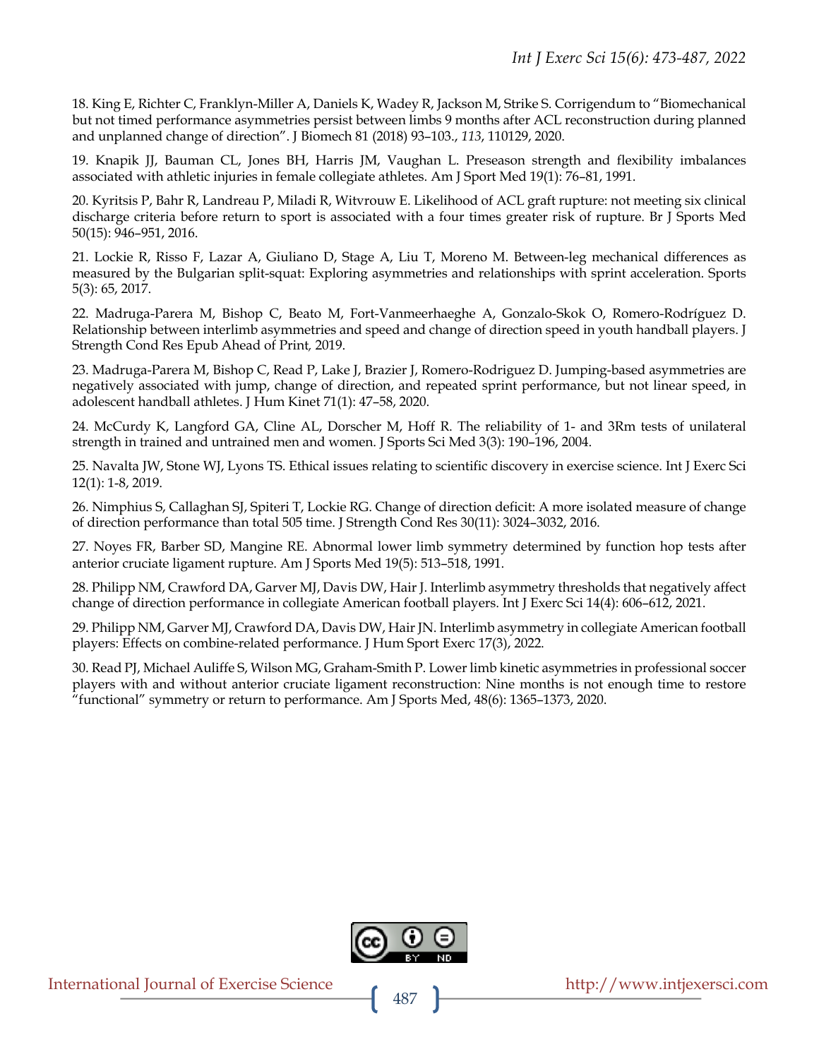18. King E, Richter C, Franklyn-Miller A, Daniels K, Wadey R, Jackson M, Strike S. Corrigendum to "Biomechanical but not timed performance asymmetries persist between limbs 9 months after ACL reconstruction during planned and unplanned change of direction". J Biomech 81 (2018) 93–103., *113*, 110129, 2020.

19. Knapik JJ, Bauman CL, Jones BH, Harris JM, Vaughan L. Preseason strength and flexibility imbalances associated with athletic injuries in female collegiate athletes. Am J Sport Med 19(1): 76–81, 1991.

20. Kyritsis P, Bahr R, Landreau P, Miladi R, Witvrouw E. Likelihood of ACL graft rupture: not meeting six clinical discharge criteria before return to sport is associated with a four times greater risk of rupture. Br J Sports Med 50(15): 946–951, 2016.

21. Lockie R, Risso F, Lazar A, Giuliano D, Stage A, Liu T, Moreno M. Between-leg mechanical differences as measured by the Bulgarian split-squat: Exploring asymmetries and relationships with sprint acceleration. Sports 5(3): 65, 2017.

22. Madruga-Parera M, Bishop C, Beato M, Fort-Vanmeerhaeghe A, Gonzalo-Skok O, Romero-Rodríguez D. Relationship between interlimb asymmetries and speed and change of direction speed in youth handball players. J Strength Cond Res Epub Ahead of Print*,* 2019.

23. Madruga-Parera M, Bishop C, Read P, Lake J, Brazier J, Romero-Rodriguez D. Jumping-based asymmetries are negatively associated with jump, change of direction, and repeated sprint performance, but not linear speed, in adolescent handball athletes. J Hum Kinet 71(1): 47–58, 2020.

24. McCurdy K, Langford GA, Cline AL, Dorscher M, Hoff R. The reliability of 1- and 3Rm tests of unilateral strength in trained and untrained men and women. J Sports Sci Med 3(3): 190–196, 2004.

25. Navalta JW, Stone WJ, Lyons TS. Ethical issues relating to scientific discovery in exercise science. Int J Exerc Sci 12(1): 1-8, 2019.

26. Nimphius S, Callaghan SJ, Spiteri T, Lockie RG. Change of direction deficit: A more isolated measure of change of direction performance than total 505 time. J Strength Cond Res 30(11): 3024–3032, 2016.

27. Noyes FR, Barber SD, Mangine RE. Abnormal lower limb symmetry determined by function hop tests after anterior cruciate ligament rupture. Am J Sports Med 19(5): 513–518, 1991.

28. Philipp NM, Crawford DA, Garver MJ, Davis DW, Hair J. Interlimb asymmetry thresholds that negatively affect change of direction performance in collegiate American football players. Int J Exerc Sci 14(4): 606–612, 2021.

29. Philipp NM, Garver MJ, Crawford DA, Davis DW, Hair JN. Interlimb asymmetry in collegiate American football players: Effects on combine-related performance. J Hum Sport Exerc 17(3), 2022.

30. Read PJ, Michael Auliffe S, Wilson MG, Graham-Smith P. Lower limb kinetic asymmetries in professional soccer players with and without anterior cruciate ligament reconstruction: Nine months is not enough time to restore "functional" symmetry or return to performance. Am J Sports Med, 48(6): 1365–1373, 2020.